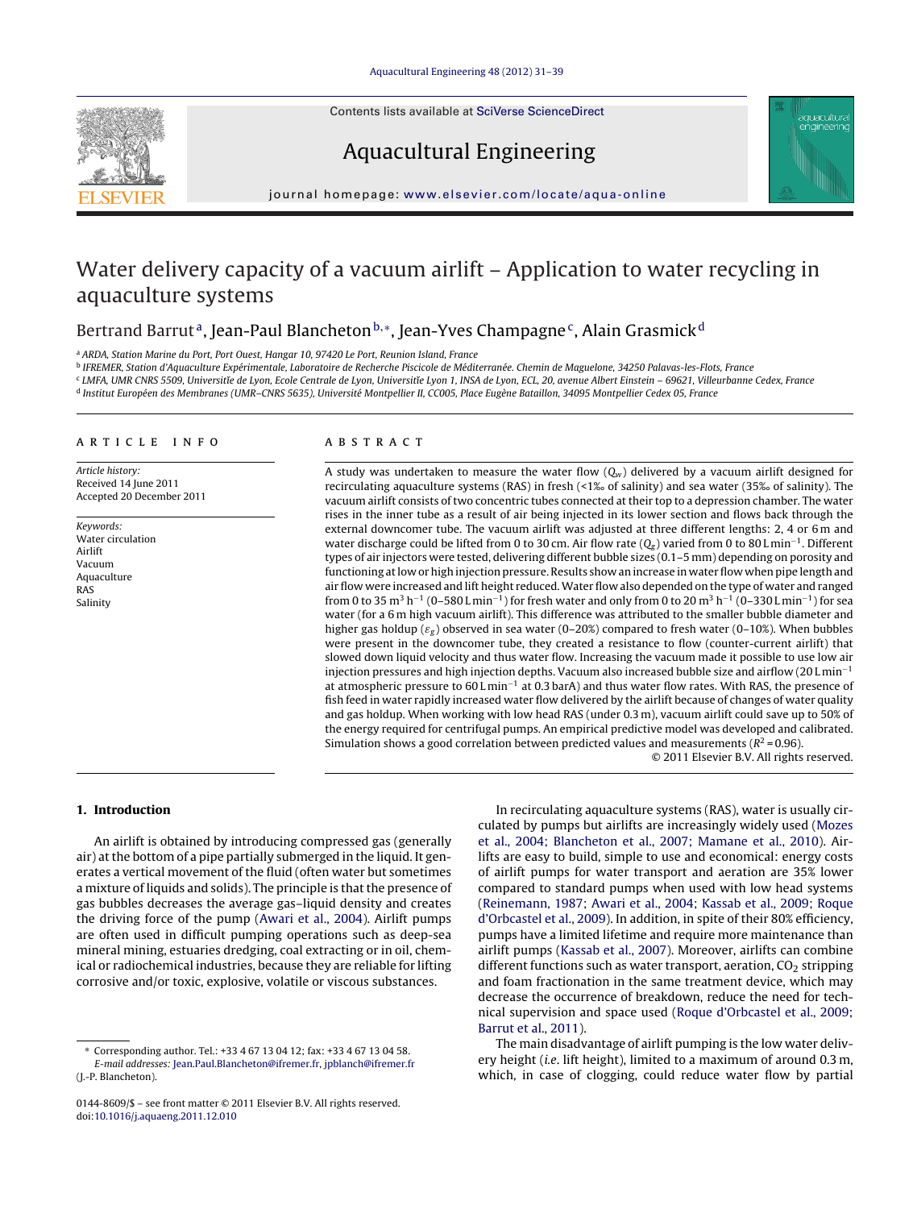# Water delivery capacity of a vacuum airlift – Application to water recycling in aquaculture systems

Bertrand Barrut[a], Jean-Paul Blancheton[b,*], Jean-Yves Champagne[c], Alain Grasmick[d]

[a] ARDA, Station Marine du Port, Port Ouest, Hangar 10, 97420 Le Port, Reunion Island, France

[b] IFREMER, Station d'Aquaculture Expérimentale, Laboratoire de Recherche Piscicole de Méditerranée. Chemin de Maguelone, 34250 Palavas-les-Flots, France

[c] LMFA, UMR CNRS 5509, Universitïe de Lyon, Ecole Centrale de Lyon, Universitïe Lyon 1, INSA de Lyon, ECL, 20, avenue Albert Einstein – 69621, Villeurbanne Cedex, France

[d] Institut Européen des Membranes (UMR–CNRS 5635), Université Montpellier II, CC005, Place Eugène Bataillon, 34095 Montpellier Cedex 05, France

## ARTICLE INFO

*Article history:*
Received 14 June 2011
Accepted 20 December 2011

*Keywords:*
Water circulation
Airlift
Vacuum
Aquaculture
RAS
Salinity

## ABSTRACT

A study was undertaken to measure the water flow ($Q_w$) delivered by a vacuum airlift designed for recirculating aquaculture systems (RAS) in fresh (<1‰ of salinity) and sea water (35‰ of salinity). The vacuum airlift consists of two concentric tubes connected at their top to a depression chamber. The water rises in the inner tube as a result of air being injected in its lower section and flows back through the external downcomer tube. The vacuum airlift was adjusted at three different lengths: 2, 4 or 6 m and water discharge could be lifted from 0 to 30 cm. Air flow rate ($Q_g$) varied from 0 to 80 L min$^{-1}$. Different types of air injectors were tested, delivering different bubble sizes (0.1–5 mm) depending on porosity and functioning at low or high injection pressure. Results show an increase in water flow when pipe length and air flow were increased and lift height reduced. Water flow also depended on the type of water and ranged from 0 to 35 m$^3$ h$^{-1}$ (0–580 L min$^{-1}$) for fresh water and only from 0 to 20 m$^3$ h$^{-1}$ (0–330 L min$^{-1}$) for sea water (for a 6 m high vacuum airlift). This difference was attributed to the smaller bubble diameter and higher gas holdup ($\varepsilon_g$) observed in sea water (0–20%) compared to fresh water (0–10%). When bubbles were present in the downcomer tube, they created a resistance to flow (counter-current airlift) that slowed down liquid velocity and thus water flow. Increasing the vacuum made it possible to use low air injection pressures and high injection depths. Vacuum also increased bubble size and airflow (20 L min$^{-1}$ at atmospheric pressure to 60 L min$^{-1}$ at 0.3 barA) and thus water flow rates. With RAS, the presence of fish feed in water rapidly increased water flow delivered by the airlift because of changes of water quality and gas holdup. When working with low head RAS (under 0.3 m), vacuum airlift could save up to 50% of the energy required for centrifugal pumps. An empirical predictive model was developed and calibrated. Simulation shows a good correlation between predicted values and measurements ($R^2$ = 0.96).

© 2011 Elsevier B.V. All rights reserved.

## 1. Introduction

An airlift is obtained by introducing compressed gas (generally air) at the bottom of a pipe partially submerged in the liquid. It generates a vertical movement of the fluid (often water but sometimes a mixture of liquids and solids). The principle is that the presence of gas bubbles decreases the average gas–liquid density and creates the driving force of the pump (Awari et al., 2004). Airlift pumps are often used in difficult pumping operations such as deep-sea mineral mining, estuaries dredging, coal extracting or in oil, chemical or radiochemical industries, because they are reliable for lifting corrosive and/or toxic, explosive, volatile or viscous substances.

In recirculating aquaculture systems (RAS), water is usually circulated by pumps but airlifts are increasingly widely used (Mozes et al., 2004; Blancheton et al., 2007; Mamane et al., 2010). Airlifts are easy to build, simple to use and economical: energy costs of airlift pumps for water transport and aeration are 35% lower compared to standard pumps when used with low head systems (Reinemann, 1987; Awari et al., 2004; Kassab et al., 2009; Roque d'Orbcastel et al., 2009). In addition, in spite of their 80% efficiency, pumps have a limited lifetime and require more maintenance than airlift pumps (Kassab et al., 2007). Moreover, airlifts can combine different functions such as water transport, aeration, $CO_2$ stripping and foam fractionation in the same treatment device, which may decrease the occurrence of breakdown, reduce the need for technical supervision and space used (Roque d'Orbcastel et al., 2009; Barrut et al., 2011).

The main disadvantage of airlift pumping is the low water delivery height (*i.e.* lift height), limited to a maximum of around 0.3 m, which, in case of clogging, could reduce water flow by partial

* Corresponding author. Tel.: +33 4 67 13 04 12; fax: +33 4 67 13 04 58.
*E-mail addresses:* Jean.Paul.Blancheton@ifremer.fr, jpblanch@ifremer.fr (J.-P. Blancheton).

0144-8609/$ – see front matter © 2011 Elsevier B.V. All rights reserved.
doi:10.1016/j.aquaeng.2011.12.010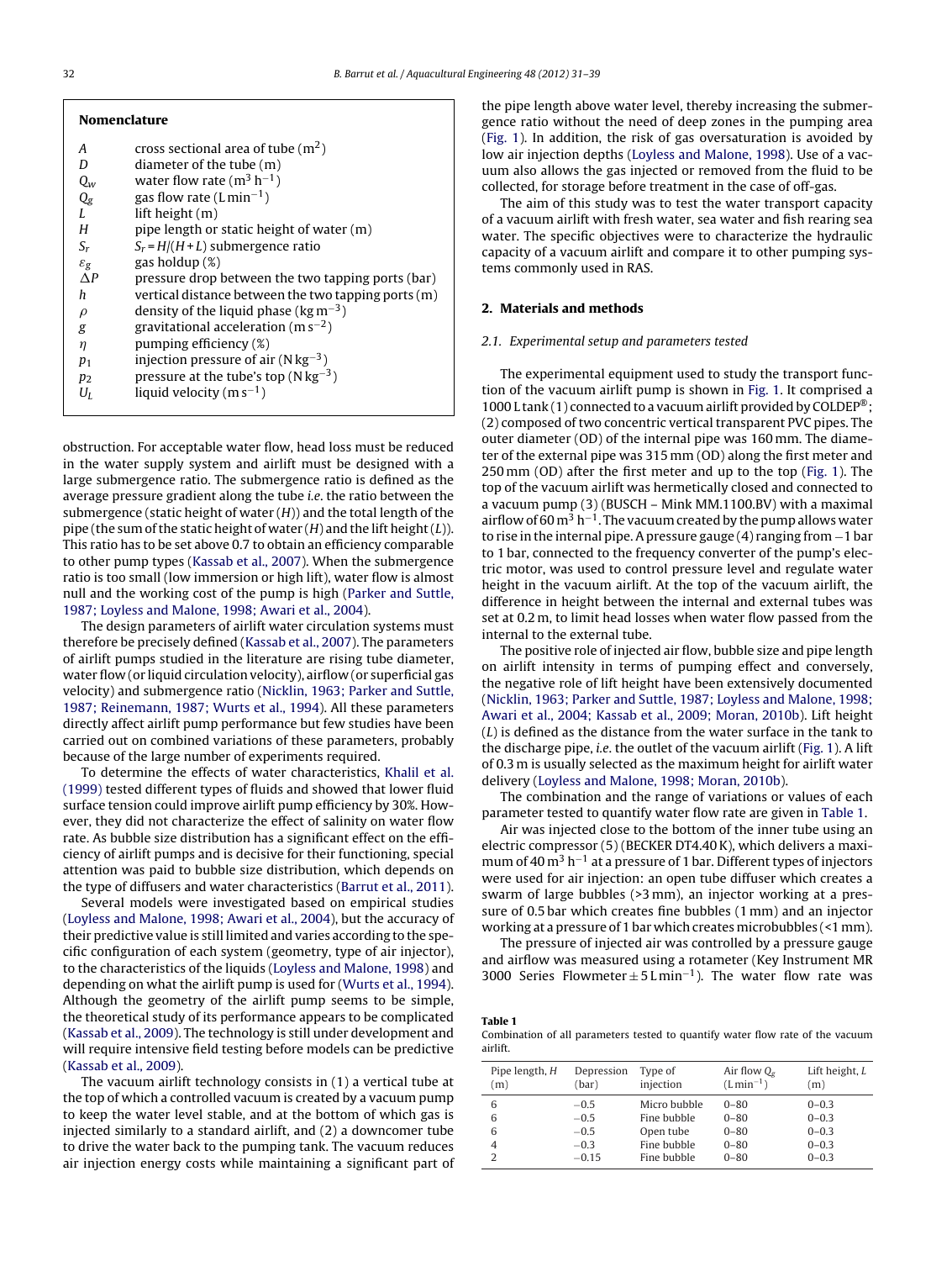## Nomenclature

| | |
|---|---|
| $A$ | cross sectional area of tube ($m^2$) |
| $D$ | diameter of the tube (m) |
| $Q_w$ | water flow rate ($m^3\,h^{-1}$) |
| $Q_g$ | gas flow rate ($L\,min^{-1}$) |
| $L$ | lift height (m) |
| $H$ | pipe length or static height of water (m) |
| $S_r$ | $S_r = H/(H+L)$ submergence ratio |
| $\varepsilon_g$ | gas holdup (%) |
| $\Delta P$ | pressure drop between the two tapping ports (bar) |
| $h$ | vertical distance between the two tapping ports (m) |
| $\rho$ | density of the liquid phase ($kg\,m^{-3}$) |
| $g$ | gravitational acceleration ($m\,s^{-2}$) |
| $\eta$ | pumping efficiency (%) |
| $p_1$ | injection pressure of air ($N\,kg^{-3}$) |
| $p_2$ | pressure at the tube's top ($N\,kg^{-3}$) |
| $U_L$ | liquid velocity ($m\,s^{-1}$) |

obstruction. For acceptable water flow, head loss must be reduced in the water supply system and airlift must be designed with a large submergence ratio. The submergence ratio is defined as the average pressure gradient along the tube *i.e.* the ratio between the submergence (static height of water ($H$)) and the total length of the pipe (the sum of the static height of water ($H$) and the lift height ($L$)). This ratio has to be set above 0.7 to obtain an efficiency comparable to other pump types (Kassab et al., 2007). When the submergence ratio is too small (low immersion or high lift), water flow is almost null and the working cost of the pump is high (Parker and Suttle, 1987; Loyless and Malone, 1998; Awari et al., 2004).

The design parameters of airlift water circulation systems must therefore be precisely defined (Kassab et al., 2007). The parameters of airlift pumps studied in the literature are rising tube diameter, water flow (or liquid circulation velocity), airflow (or superficial gas velocity) and submergence ratio (Nicklin, 1963; Parker and Suttle, 1987; Reinemann, 1987; Wurts et al., 1994). All these parameters directly affect airlift pump performance but few studies have been carried out on combined variations of these parameters, probably because of the large number of experiments required.

To determine the effects of water characteristics, Khalil et al. (1999) tested different types of fluids and showed that lower fluid surface tension could improve airlift pump efficiency by 30%. However, they did not characterize the effect of salinity on water flow rate. As bubble size distribution has a significant effect on the efficiency of airlift pumps and is decisive for their functioning, special attention was paid to bubble size distribution, which depends on the type of diffusers and water characteristics (Barrut et al., 2011).

Several models were investigated based on empirical studies (Loyless and Malone, 1998; Awari et al., 2004), but the accuracy of their predictive value is still limited and varies according to the specific configuration of each system (geometry, type of air injector), to the characteristics of the liquids (Loyless and Malone, 1998) and depending on what the airlift pump is used for (Wurts et al., 1994). Although the geometry of the airlift pump seems to be simple, the theoretical study of its performance appears to be complicated (Kassab et al., 2009). The technology is still under development and will require intensive field testing before models can be predictive (Kassab et al., 2009).

The vacuum airlift technology consists in (1) a vertical tube at the top of which a controlled vacuum is created by a vacuum pump to keep the water level stable, and at the bottom of which gas is injected similarly to a standard airlift, and (2) a downcomer tube to drive the water back to the pumping tank. The vacuum reduces air injection energy costs while maintaining a significant part of the pipe length above water level, thereby increasing the submergence ratio without the need of deep zones in the pumping area (Fig. 1). In addition, the risk of gas oversaturation is avoided by low air injection depths (Loyless and Malone, 1998). Use of a vacuum also allows the gas injected or removed from the fluid to be collected, for storage before treatment in the case of off-gas.

The aim of this study was to test the water transport capacity of a vacuum airlift with fresh water, sea water and fish rearing sea water. The specific objectives were to characterize the hydraulic capacity of a vacuum airlift and compare it to other pumping systems commonly used in RAS.

## 2. Materials and methods

### 2.1. Experimental setup and parameters tested

The experimental equipment used to study the transport function of the vacuum airlift pump is shown in Fig. 1. It comprised a 1000 L tank (1) connected to a vacuum airlift provided by COLDEP®; (2) composed of two concentric vertical transparent PVC pipes. The outer diameter (OD) of the internal pipe was 160 mm. The diameter of the external pipe was 315 mm (OD) along the first meter and 250 mm (OD) after the first meter and up to the top (Fig. 1). The top of the vacuum airlift was hermetically closed and connected to a vacuum pump (3) (BUSCH – Mink MM.1100.BV) with a maximal airflow of 60 $m^3\,h^{-1}$. The vacuum created by the pump allows water to rise in the internal pipe. A pressure gauge (4) ranging from −1 bar to 1 bar, connected to the frequency converter of the pump's electric motor, was used to control pressure level and regulate water height in the vacuum airlift. At the top of the vacuum airlift, the difference in height between the internal and external tubes was set at 0.2 m, to limit head losses when water flow passed from the internal to the external tube.

The positive role of injected air flow, bubble size and pipe length on airlift intensity in terms of pumping effect and conversely, the negative role of lift height have been extensively documented (Nicklin, 1963; Parker and Suttle, 1987; Loyless and Malone, 1998; Awari et al., 2004; Kassab et al., 2009; Moran, 2010b). Lift height ($L$) is defined as the distance from the water surface in the tank to the discharge pipe, *i.e.* the outlet of the vacuum airlift (Fig. 1). A lift of 0.3 m is usually selected as the maximum height for airlift water delivery (Loyless and Malone, 1998; Moran, 2010b).

The combination and the range of variations or values of each parameter tested to quantify water flow rate are given in Table 1.

Air was injected close to the bottom of the inner tube using an electric compressor (5) (BECKER DT4.40 K), which delivers a maximum of 40 $m^3\,h^{-1}$ at a pressure of 1 bar. Different types of injectors were used for air injection: an open tube diffuser which creates a swarm of large bubbles (>3 mm), an injector working at a pressure of 0.5 bar which creates fine bubbles (1 mm) and an injector working at a pressure of 1 bar which creates microbubbles (<1 mm).

The pressure of injected air was controlled by a pressure gauge and airflow was measured using a rotameter (Key Instrument MR 3000 Series Flowmeter ± 5 $L\,min^{-1}$). The water flow rate was

**Table 1**
Combination of all parameters tested to quantify water flow rate of the vacuum airlift.

| Pipe length, $H$ (m) | Depression (bar) | Type of injection | Air flow $Q_g$ ($L\,min^{-1}$) | Lift height, $L$ (m) |
|---|---|---|---|---|
| 6 | −0.5 | Micro bubble | 0–80 | 0–0.3 |
| 6 | −0.5 | Fine bubble | 0–80 | 0–0.3 |
| 6 | −0.5 | Open tube | 0–80 | 0–0.3 |
| 4 | −0.3 | Fine bubble | 0–80 | 0–0.3 |
| 2 | −0.15 | Fine bubble | 0–80 | 0–0.3 |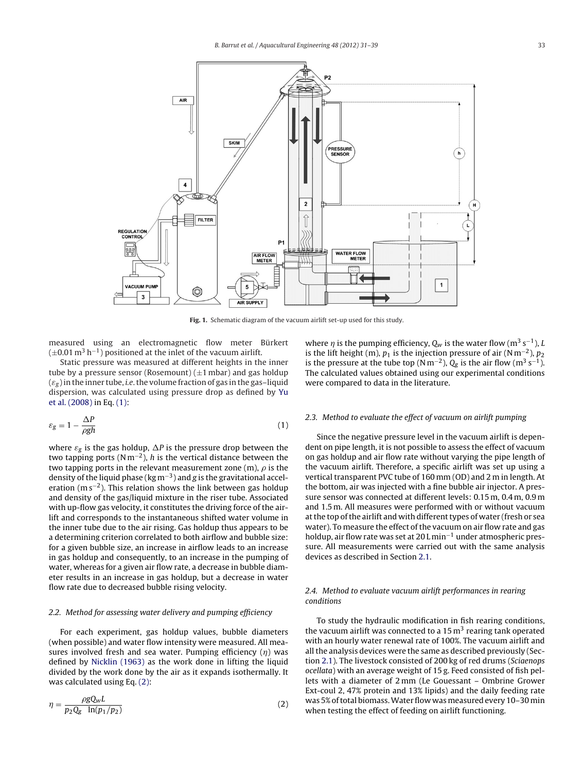Fig. 1. Schematic diagram of the vacuum airlift set-up used for this study.

measured using an electromagnetic flow meter Bürkert ($\pm$0.01 $m^3 h^{-1}$) positioned at the inlet of the vacuum airlift.

Static pressure was measured at different heights in the inner tube by a pressure sensor (Rosemount) ($\pm$1 mbar) and gas holdup ($\varepsilon_g$) in the inner tube, *i.e.* the volume fraction of gas in the gas–liquid dispersion, was calculated using pressure drop as defined by Yu et al. (2008) in Eq. (1):

$$\varepsilon_g = 1 - \frac{\Delta P}{\rho g h} \tag{1}$$

where $\varepsilon_g$ is the gas holdup, $\Delta P$ is the pressure drop between the two tapping ports ($N m^{-2}$), $h$ is the vertical distance between the two tapping ports in the relevant measurement zone (m), $\rho$ is the density of the liquid phase ($kg m^{-3}$) and $g$ is the gravitational acceleration ($m s^{-2}$). This relation shows the link between gas holdup and density of the gas/liquid mixture in the riser tube. Associated with up-flow gas velocity, it constitutes the driving force of the airlift and corresponds to the instantaneous shifted water volume in the inner tube due to the air rising. Gas holdup thus appears to be a determining criterion correlated to both airflow and bubble size: for a given bubble size, an increase in airflow leads to an increase in gas holdup and consequently, to an increase in the pumping of water, whereas for a given air flow rate, a decrease in bubble diameter results in an increase in gas holdup, but a decrease in water flow rate due to decreased bubble rising velocity.

### 2.2. Method for assessing water delivery and pumping efficiency

For each experiment, gas holdup values, bubble diameters (when possible) and water flow intensity were measured. All measures involved fresh and sea water. Pumping efficiency ($\eta$) was defined by Nicklin (1963) as the work done in lifting the liquid divided by the work done by the air as it expands isothermally. It was calculated using Eq. (2):

$$\eta = \frac{\rho g Q_w L}{p_2 Q_g \ \ln(p_1/p_2)} \tag{2}$$

where $\eta$ is the pumping efficiency, $Q_w$ is the water flow ($m^3 s^{-1}$), $L$ is the lift height (m), $p_1$ is the injection pressure of air ($N m^{-2}$), $p_2$ is the pressure at the tube top ($N m^{-2}$), $Q_g$ is the air flow ($m^3 s^{-1}$). The calculated values obtained using our experimental conditions were compared to data in the literature.

### 2.3. Method to evaluate the effect of vacuum on airlift pumping

Since the negative pressure level in the vacuum airlift is dependent on pipe length, it is not possible to assess the effect of vacuum on gas holdup and air flow rate without varying the pipe length of the vacuum airlift. Therefore, a specific airlift was set up using a vertical transparent PVC tube of 160 mm (OD) and 2 m in length. At the bottom, air was injected with a fine bubble air injector. A pressure sensor was connected at different levels: 0.15 m, 0.4 m, 0.9 m and 1.5 m. All measures were performed with or without vacuum at the top of the airlift and with different types of water (fresh or sea water). To measure the effect of the vacuum on air flow rate and gas holdup, air flow rate was set at 20 $L min^{-1}$ under atmospheric pressure. All measurements were carried out with the same analysis devices as described in Section 2.1.

### 2.4. Method to evaluate vacuum airlift performances in rearing conditions

To study the hydraulic modification in fish rearing conditions, the vacuum airlift was connected to a 15 $m^3$ rearing tank operated with an hourly water renewal rate of 100%. The vacuum airlift and all the analysis devices were the same as described previously (Section 2.1). The livestock consisted of 200 kg of red drums (*Sciaenops ocellata*) with an average weight of 15 g. Feed consisted of fish pellets with a diameter of 2 mm (Le Gouessant – Ombrine Grower Ext-coul 2, 47% protein and 13% lipids) and the daily feeding rate was 5% of total biomass. Water flow was measured every 10–30 min when testing the effect of feeding on airlift functioning.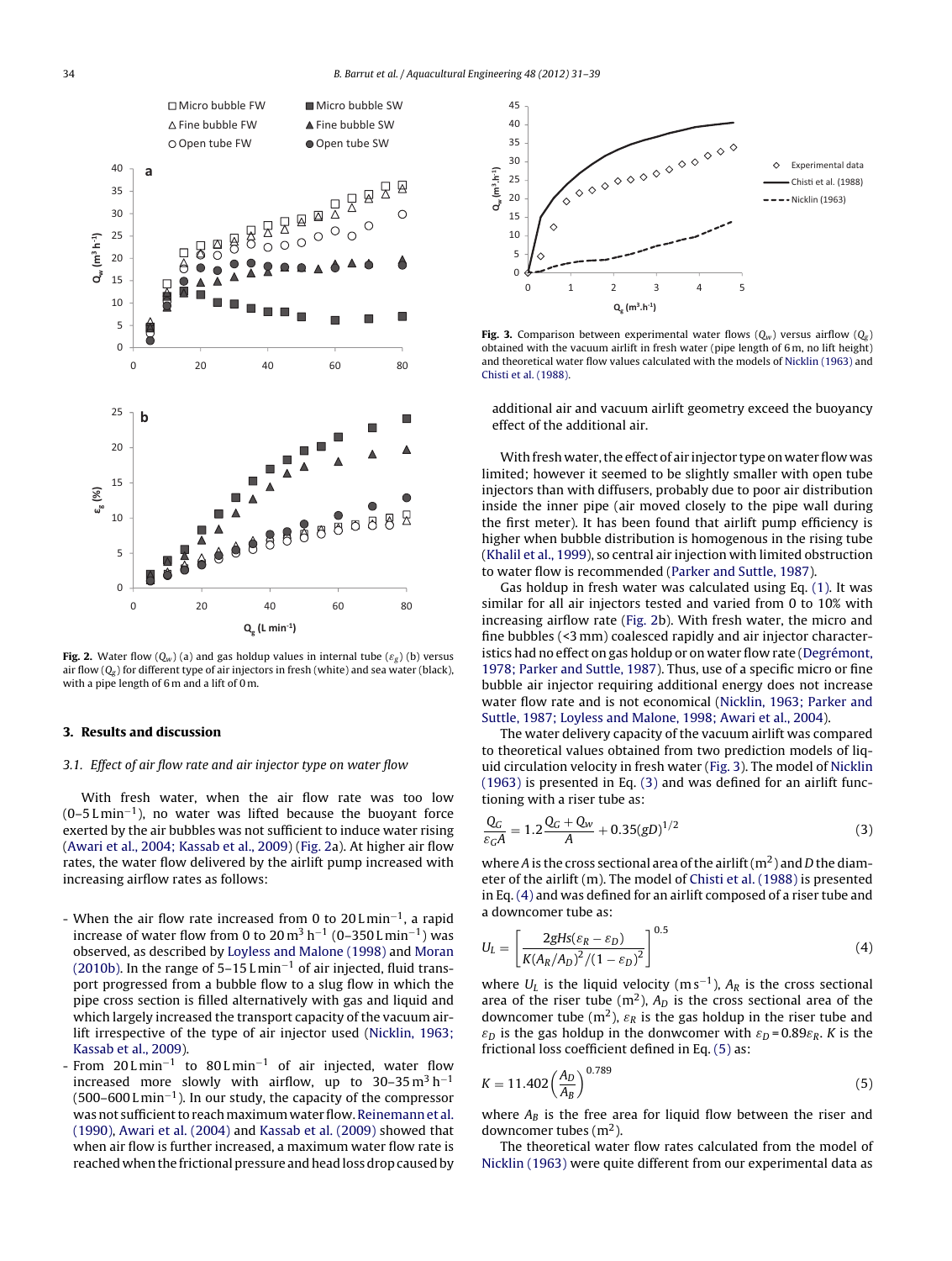**Fig. 2.** Water flow ($Q_w$) (a) and gas holdup values in internal tube ($\varepsilon_g$) (b) versus air flow ($Q_g$) for different type of air injectors in fresh (white) and sea water (black), with a pipe length of 6 m and a lift of 0 m.

**Fig. 3.** Comparison between experimental water flows ($Q_w$) versus airflow ($Q_g$) obtained with the vacuum airlift in fresh water (pipe length of 6 m, no lift height) and theoretical water flow values calculated with the models of Nicklin (1963) and Chisti et al. (1988).

## 3. Results and discussion

### 3.1. Effect of air flow rate and air injector type on water flow

With fresh water, when the air flow rate was too low (0–5 L min$^{-1}$), no water was lifted because the buoyant force exerted by the air bubbles was not sufficient to induce water rising (Awari et al., 2004; Kassab et al., 2009) (Fig. 2a). At higher air flow rates, the water flow delivered by the airlift pump increased with increasing airflow rates as follows:

- When the air flow rate increased from 0 to 20 L min$^{-1}$, a rapid increase of water flow from 0 to 20 m$^3$ h$^{-1}$ (0–350 L min$^{-1}$) was observed, as described by Loyless and Malone (1998) and Moran (2010b). In the range of 5–15 L min$^{-1}$ of air injected, fluid transport progressed from a bubble flow to a slug flow in which the pipe cross section is filled alternatively with gas and liquid and which largely increased the transport capacity of the vacuum airlift irrespective of the type of air injector used (Nicklin, 1963; Kassab et al., 2009).
- From 20 L min$^{-1}$ to 80 L min$^{-1}$ of air injected, water flow increased more slowly with airflow, up to 30–35 m$^3$ h$^{-1}$ (500–600 L min$^{-1}$). In our study, the capacity of the compressor was not sufficient to reach maximum water flow. Reinemann et al. (1990), Awari et al. (2004) and Kassab et al. (2009) showed that when air flow is further increased, a maximum water flow rate is reached when the frictional pressure and head loss drop caused by additional air and vacuum airlift geometry exceed the buoyancy effect of the additional air.

With fresh water, the effect of air injector type on water flow was limited; however it seemed to be slightly smaller with open tube injectors than with diffusers, probably due to poor air distribution inside the inner pipe (air moved closely to the pipe wall during the first meter). It has been found that airlift pump efficiency is higher when bubble distribution is homogenous in the rising tube (Khalil et al., 1999), so central air injection with limited obstruction to water flow is recommended (Parker and Suttle, 1987).

Gas holdup in fresh water was calculated using Eq. (1). It was similar for all air injectors tested and varied from 0 to 10% with increasing airflow rate (Fig. 2b). With fresh water, the micro and fine bubbles (<3 mm) coalesced rapidly and air injector characteristics had no effect on gas holdup or on water flow rate (Degrémont, 1978; Parker and Suttle, 1987). Thus, use of a specific micro or fine bubble air injector requiring additional energy does not increase water flow rate and is not economical (Nicklin, 1963; Parker and Suttle, 1987; Loyless and Malone, 1998; Awari et al., 2004).

The water delivery capacity of the vacuum airlift was compared to theoretical values obtained from two prediction models of liquid circulation velocity in fresh water (Fig. 3). The model of Nicklin (1963) is presented in Eq. (3) and was defined for an airlift functioning with a riser tube as:

$$\frac{Q_G}{\varepsilon_G A} = 1.2\frac{Q_G + Q_w}{A} + 0.35(gD)^{1/2} \tag{3}$$

where $A$ is the cross sectional area of the airlift (m$^2$) and $D$ the diameter of the airlift (m). The model of Chisti et al. (1988) is presented in Eq. (4) and was defined for an airlift composed of a riser tube and a downcomer tube as:

$$U_L = \left[\frac{2gHs(\varepsilon_R - \varepsilon_D)}{K(A_R/A_D)^2/(1-\varepsilon_D)^2}\right]^{0.5} \tag{4}$$

where $U_L$ is the liquid velocity (m s$^{-1}$), $A_R$ is the cross sectional area of the riser tube (m$^2$), $A_D$ is the cross sectional area of the downcomer tube (m$^2$), $\varepsilon_R$ is the gas holdup in the riser tube and $\varepsilon_D$ is the gas holdup in the donwcomer with $\varepsilon_D = 0.89\varepsilon_R$. $K$ is the frictional loss coefficient defined in Eq. (5) as:

$$K = 11.402\left(\frac{A_D}{A_B}\right)^{0.789} \tag{5}$$

where $A_B$ is the free area for liquid flow between the riser and downcomer tubes (m$^2$).

The theoretical water flow rates calculated from the model of Nicklin (1963) were quite different from our experimental data as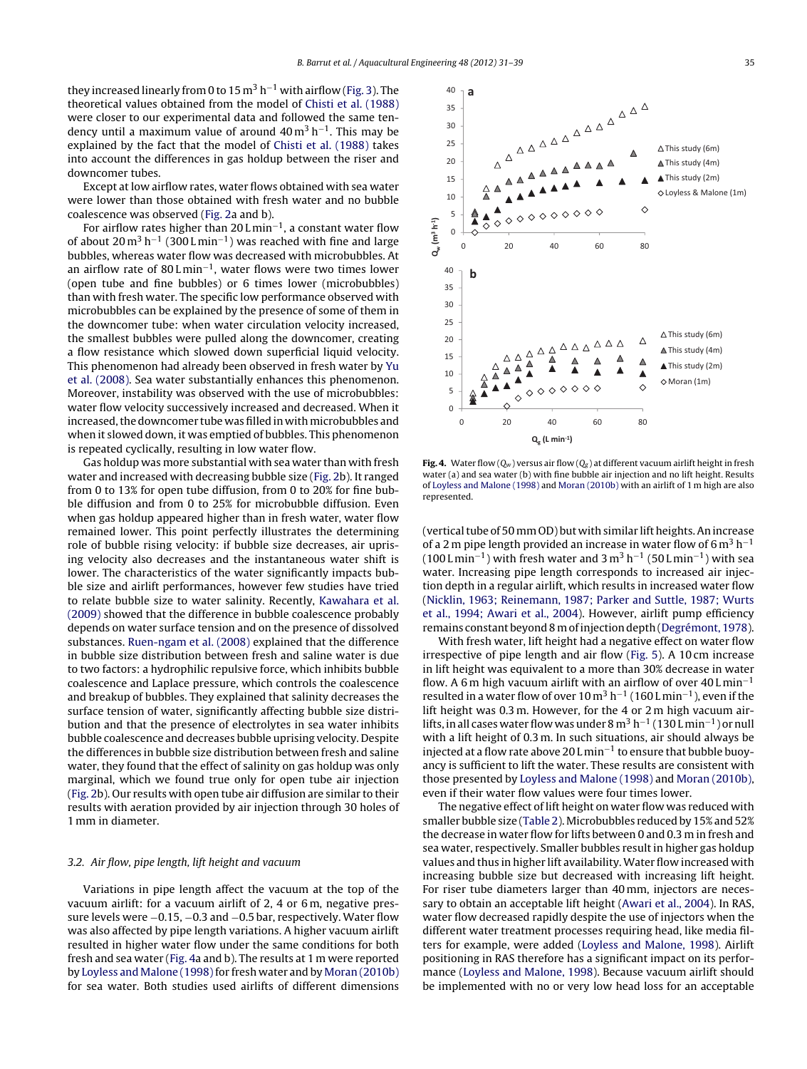they increased linearly from 0 to 15 m$^3$ h$^{-1}$ with airflow (Fig. 3). The theoretical values obtained from the model of Chisti et al. (1988) were closer to our experimental data and followed the same tendency until a maximum value of around 40 m$^3$ h$^{-1}$. This may be explained by the fact that the model of Chisti et al. (1988) takes into account the differences in gas holdup between the riser and downcomer tubes.

Except at low airflow rates, water flows obtained with sea water were lower than those obtained with fresh water and no bubble coalescence was observed (Fig. 2a and b).

For airflow rates higher than 20 L min$^{-1}$, a constant water flow of about 20 m$^3$ h$^{-1}$ (300 L min$^{-1}$) was reached with fine and large bubbles, whereas water flow was decreased with microbubbles. At an airflow rate of 80 L min$^{-1}$, water flows were two times lower (open tube and fine bubbles) or 6 times lower (microbubbles) than with fresh water. The specific low performance observed with microbubbles can be explained by the presence of some of them in the downcomer tube: when water circulation velocity increased, the smallest bubbles were pulled along the downcomer, creating a flow resistance which slowed down superficial liquid velocity. This phenomenon had already been observed in fresh water by Yu et al. (2008). Sea water substantially enhances this phenomenon. Moreover, instability was observed with the use of microbubbles: water flow velocity successively increased and decreased. When it increased, the downcomer tube was filled in with microbubbles and when it slowed down, it was emptied of bubbles. This phenomenon is repeated cyclically, resulting in low water flow.

Gas holdup was more substantial with sea water than with fresh water and increased with decreasing bubble size (Fig. 2b). It ranged from 0 to 13% for open tube diffusion, from 0 to 20% for fine bubble diffusion and from 0 to 25% for microbubble diffusion. Even when gas holdup appeared higher than in fresh water, water flow remained lower. This point perfectly illustrates the determining role of bubble rising velocity: if bubble size decreases, air uprising velocity also decreases and the instantaneous water shift is lower. The characteristics of the water significantly impacts bubble size and airlift performances, however few studies have tried to relate bubble size to water salinity. Recently, Kawahara et al. (2009) showed that the difference in bubble coalescence probably depends on water surface tension and on the presence of dissolved substances. Ruen-ngam et al. (2008) explained that the difference in bubble size distribution between fresh and saline water is due to two factors: a hydrophilic repulsive force, which inhibits bubble coalescence and Laplace pressure, which controls the coalescence and breakup of bubbles. They explained that salinity decreases the surface tension of water, significantly affecting bubble size distribution and that the presence of electrolytes in sea water inhibits bubble coalescence and decreases bubble uprising velocity. Despite the differences in bubble size distribution between fresh and saline water, they found that the effect of salinity on gas holdup was only marginal, which we found true only for open tube air injection (Fig. 2b). Our results with open tube air diffusion are similar to their results with aeration provided by air injection through 30 holes of 1 mm in diameter.

### 3.2. Air flow, pipe length, lift height and vacuum

Variations in pipe length affect the vacuum at the top of the vacuum airlift: for a vacuum airlift of 2, 4 or 6 m, negative pressure levels were −0.15, −0.3 and −0.5 bar, respectively. Water flow was also affected by pipe length variations. A higher vacuum airlift resulted in higher water flow under the same conditions for both fresh and sea water (Fig. 4a and b). The results at 1 m were reported by Loyless and Malone (1998) for fresh water and by Moran (2010b) for sea water. Both studies used airlifts of different dimensions (vertical tube of 50 mm OD) but with similar lift heights. An increase of a 2 m pipe length provided an increase in water flow of 6 m$^3$ h$^{-1}$ (100 L min$^{-1}$) with fresh water and 3 m$^3$ h$^{-1}$ (50 L min$^{-1}$) with sea water. Increasing pipe length corresponds to increased air injection depth in a regular airlift, which results in increased water flow (Nicklin, 1963; Reinemann, 1987; Parker and Suttle, 1987; Wurts et al., 1994; Awari et al., 2004). However, airlift pump efficiency remains constant beyond 8 m of injection depth (Degrémont, 1978).

**Fig. 4.** Water flow ($Q_w$) versus air flow ($Q_g$) at different vacuum airlift height in fresh water (a) and sea water (b) with fine bubble air injection and no lift height. Results of Loyless and Malone (1998) and Moran (2010b) with an airlift of 1 m high are also represented.

With fresh water, lift height had a negative effect on water flow irrespective of pipe length and air flow (Fig. 5). A 10 cm increase in lift height was equivalent to a more than 30% decrease in water flow. A 6 m high vacuum airlift with an airflow of over 40 L min$^{-1}$ resulted in a water flow of over 10 m$^3$ h$^{-1}$ (160 L min$^{-1}$), even if the lift height was 0.3 m. However, for the 4 or 2 m high vacuum airlifts, in all cases water flow was under 8 m$^3$ h$^{-1}$ (130 L min$^{-1}$) or null with a lift height of 0.3 m. In such situations, air should always be injected at a flow rate above 20 L min$^{-1}$ to ensure that bubble buoyancy is sufficient to lift the water. These results are consistent with those presented by Loyless and Malone (1998) and Moran (2010b), even if their water flow values were four times lower.

The negative effect of lift height on water flow was reduced with smaller bubble size (Table 2). Microbubbles reduced by 15% and 52% the decrease in water flow for lifts between 0 and 0.3 m in fresh and sea water, respectively. Smaller bubbles result in higher gas holdup values and thus in higher lift availability. Water flow increased with increasing bubble size but decreased with increasing lift height. For riser tube diameters larger than 40 mm, injectors are necessary to obtain an acceptable lift height (Awari et al., 2004). In RAS, water flow decreased rapidly despite the use of injectors when the different water treatment processes requiring head, like media filters for example, were added (Loyless and Malone, 1998). Airlift positioning in RAS therefore has a significant impact on its performance (Loyless and Malone, 1998). Because vacuum airlift should be implemented with no or very low head loss for an acceptable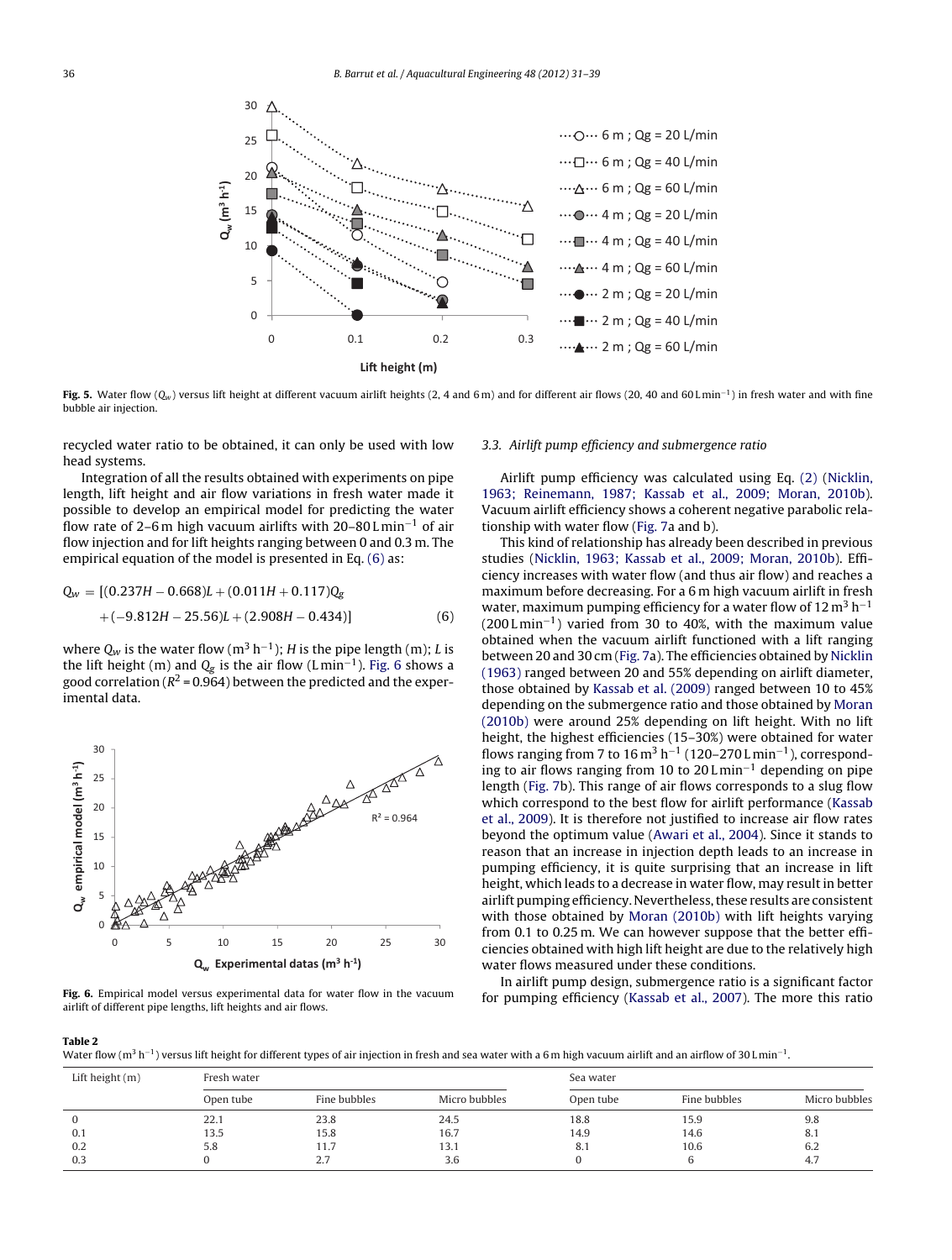Fig. 5. Water flow ($Q_w$) versus lift height at different vacuum airlift heights (2, 4 and 6 m) and for different air flows (20, 40 and 60 L min$^{-1}$) in fresh water and with fine bubble air injection.

recycled water ratio to be obtained, it can only be used with low head systems.

Integration of all the results obtained with experiments on pipe length, lift height and air flow variations in fresh water made it possible to develop an empirical model for predicting the water flow rate of 2–6 m high vacuum airlifts with 20–80 L min$^{-1}$ of air flow injection and for lift heights ranging between 0 and 0.3 m. The empirical equation of the model is presented in Eq. (6) as:

$$Q_w = [(0.237H - 0.668)L + (0.011H + 0.117)Q_g + (-9.812H - 25.56)L + (2.908H - 0.434)] \quad (6)$$

where $Q_w$ is the water flow (m$^3$ h$^{-1}$); $H$ is the pipe length (m); $L$ is the lift height (m) and $Q_g$ is the air flow (L min$^{-1}$). Fig. 6 shows a good correlation ($R^2$ = 0.964) between the predicted and the experimental data.

Fig. 6. Empirical model versus experimental data for water flow in the vacuum airlift of different pipe lengths, lift heights and air flows.

### 3.3. Airlift pump efficiency and submergence ratio

Airlift pump efficiency was calculated using Eq. (2) (Nicklin, 1963; Reinemann, 1987; Kassab et al., 2009; Moran, 2010b). Vacuum airlift efficiency shows a coherent negative parabolic relationship with water flow (Fig. 7a and b).

This kind of relationship has already been described in previous studies (Nicklin, 1963; Kassab et al., 2009; Moran, 2010b). Efficiency increases with water flow (and thus air flow) and reaches a maximum before decreasing. For a 6 m high vacuum airlift in fresh water, maximum pumping efficiency for a water flow of 12 m$^3$ h$^{-1}$ (200 L min$^{-1}$) varied from 30 to 40%, with the maximum value obtained when the vacuum airlift functioned with a lift ranging between 20 and 30 cm (Fig. 7a). The efficiencies obtained by Nicklin (1963) ranged between 20 and 55% depending on airlift diameter, those obtained by Kassab et al. (2009) ranged between 10 to 45% depending on the submergence ratio and those obtained by Moran (2010b) were around 25% depending on lift height. With no lift height, the highest efficiencies (15–30%) were obtained for water flows ranging from 7 to 16 m$^3$ h$^{-1}$ (120–270 L min$^{-1}$), corresponding to air flows ranging from 10 to 20 L min$^{-1}$ depending on pipe length (Fig. 7b). This range of air flows corresponds to a slug flow which correspond to the best flow for airlift performance (Kassab et al., 2009). It is therefore not justified to increase air flow rates beyond the optimum value (Awari et al., 2004). Since it stands to reason that an increase in injection depth leads to an increase in pumping efficiency, it is quite surprising that an increase in lift height, which leads to a decrease in water flow, may result in better airlift pumping efficiency. Nevertheless, these results are consistent with those obtained by Moran (2010b) with lift heights varying from 0.1 to 0.25 m. We can however suppose that the better efficiencies obtained with high lift height are due to the relatively high water flows measured under these conditions.

In airlift pump design, submergence ratio is a significant factor for pumping efficiency (Kassab et al., 2007). The more this ratio

**Table 2**
Water flow (m$^3$ h$^{-1}$) versus lift height for different types of air injection in fresh and sea water with a 6 m high vacuum airlift and an airflow of 30 L min$^{-1}$.

| Lift height (m) | Fresh water | | | Sea water | | |
|---|---|---|---|---|---|---|
| | Open tube | Fine bubbles | Micro bubbles | Open tube | Fine bubbles | Micro bubbles |
| 0 | 22.1 | 23.8 | 24.5 | 18.8 | 15.9 | 9.8 |
| 0.1 | 13.5 | 15.8 | 16.7 | 14.9 | 14.6 | 8.1 |
| 0.2 | 5.8 | 11.7 | 13.1 | 8.1 | 10.6 | 6.2 |
| 0.3 | 0 | 2.7 | 3.6 | 0 | 6 | 4.7 |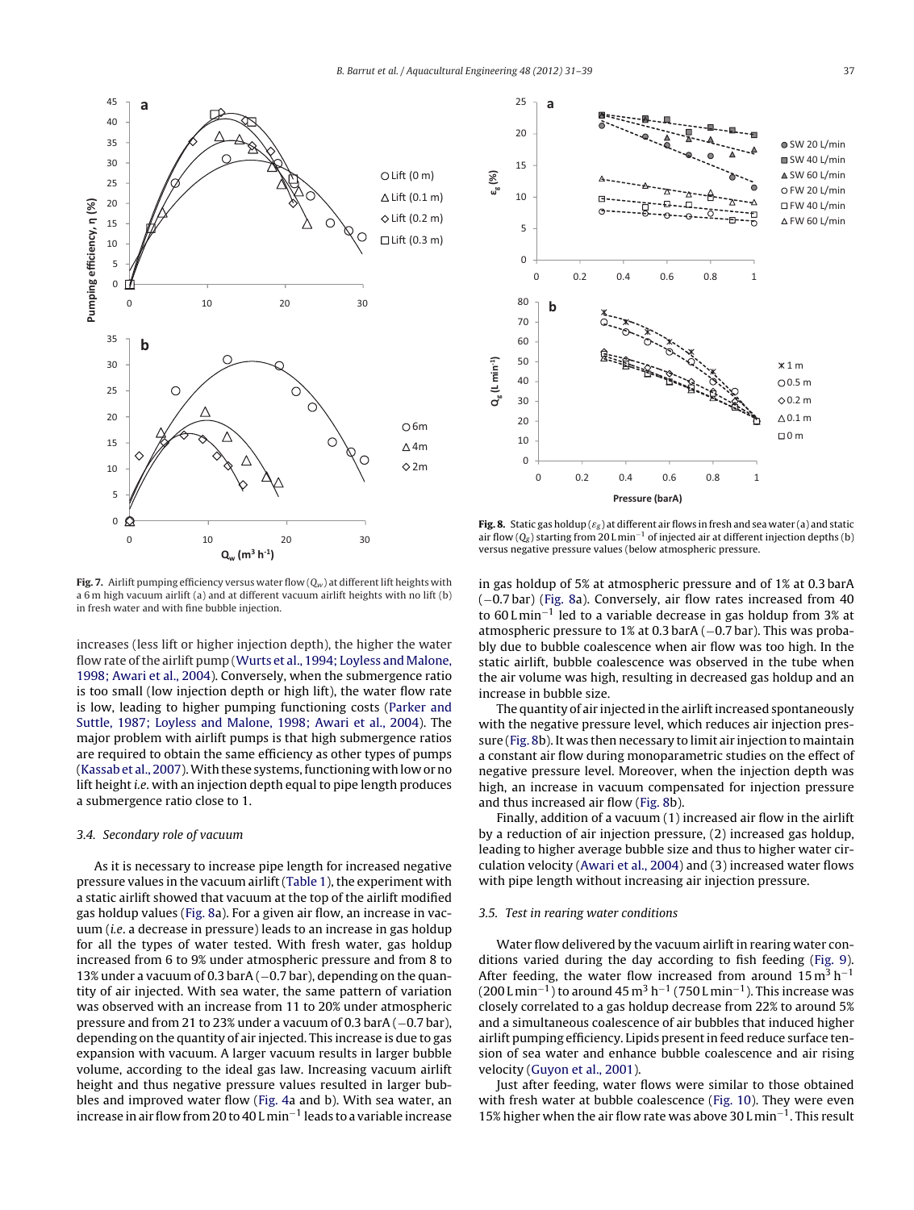**Fig. 7.** Airlift pumping efficiency versus water flow ($Q_w$) at different lift heights with a 6 m high vacuum airlift (a) and at different vacuum airlift heights with no lift (b) in fresh water and with fine bubble injection.

**Fig. 8.** Static gas holdup ($\varepsilon_g$) at different air flows in fresh and sea water (a) and static air flow ($Q_g$) starting from 20 L min$^{-1}$ of injected air at different injection depths (b) versus negative pressure values (below atmospheric pressure).

increases (less lift or higher injection depth), the higher the water flow rate of the airlift pump (Wurts et al., 1994; Loyless and Malone, 1998; Awari et al., 2004). Conversely, when the submergence ratio is too small (low injection depth or high lift), the water flow rate is low, leading to higher pumping functioning costs (Parker and Suttle, 1987; Loyless and Malone, 1998; Awari et al., 2004). The major problem with airlift pumps is that high submergence ratios are required to obtain the same efficiency as other types of pumps (Kassab et al., 2007). With these systems, functioning with low or no lift height *i.e.* with an injection depth equal to pipe length produces a submergence ratio close to 1.

### 3.4. Secondary role of vacuum

As it is necessary to increase pipe length for increased negative pressure values in the vacuum airlift (Table 1), the experiment with a static airlift showed that vacuum at the top of the airlift modified gas holdup values (Fig. 8a). For a given air flow, an increase in vacuum (*i.e.* a decrease in pressure) leads to an increase in gas holdup for all the types of water tested. With fresh water, gas holdup increased from 6 to 9% under atmospheric pressure and from 8 to 13% under a vacuum of 0.3 barA (−0.7 bar), depending on the quantity of air injected. With sea water, the same pattern of variation was observed with an increase from 11 to 20% under atmospheric pressure and from 21 to 23% under a vacuum of 0.3 barA (−0.7 bar), depending on the quantity of air injected. This increase is due to gas expansion with vacuum. A larger vacuum results in larger bubble volume, according to the ideal gas law. Increasing vacuum airlift height and thus negative pressure values resulted in larger bubbles and improved water flow (Fig. 4a and b). With sea water, an increase in air flow from 20 to 40 L min$^{-1}$ leads to a variable increase in gas holdup of 5% at atmospheric pressure and of 1% at 0.3 barA (−0.7 bar) (Fig. 8a). Conversely, air flow rates increased from 40 to 60 L min$^{-1}$ led to a variable decrease in gas holdup from 3% at atmospheric pressure to 1% at 0.3 barA (−0.7 bar). This was probably due to bubble coalescence when air flow was too high. In the static airlift, bubble coalescence was observed in the tube when the air volume was high, resulting in decreased gas holdup and an increase in bubble size.

The quantity of air injected in the airlift increased spontaneously with the negative pressure level, which reduces air injection pressure (Fig. 8b). It was then necessary to limit air injection to maintain a constant air flow during monoparametric studies on the effect of negative pressure level. Moreover, when the injection depth was high, an increase in vacuum compensated for injection pressure and thus increased air flow (Fig. 8b).

Finally, addition of a vacuum (1) increased air flow in the airlift by a reduction of air injection pressure, (2) increased gas holdup, leading to higher average bubble size and thus to higher water circulation velocity (Awari et al., 2004) and (3) increased water flows with pipe length without increasing air injection pressure.

### 3.5. Test in rearing water conditions

Water flow delivered by the vacuum airlift in rearing water conditions varied during the day according to fish feeding (Fig. 9). After feeding, the water flow increased from around 15 m$^3$ h$^{-1}$ (200 L min$^{-1}$) to around 45 m$^3$ h$^{-1}$ (750 L min$^{-1}$). This increase was closely correlated to a gas holdup decrease from 22% to around 5% and a simultaneous coalescence of air bubbles that induced higher airlift pumping efficiency. Lipids present in feed reduce surface tension of sea water and enhance bubble coalescence and air rising velocity (Guyon et al., 2001).

Just after feeding, water flows were similar to those obtained with fresh water at bubble coalescence (Fig. 10). They were even 15% higher when the air flow rate was above 30 L min$^{-1}$. This result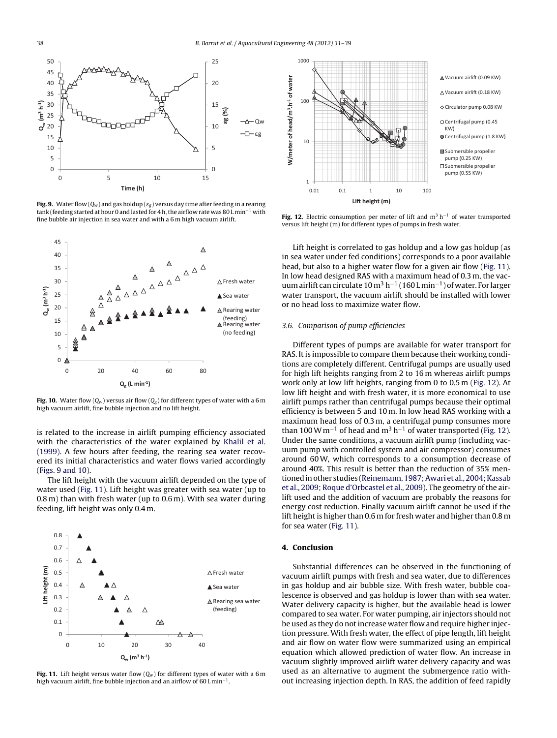**Fig. 9.** Water flow ($Q_w$) and gas holdup ($\varepsilon_g$) versus day time after feeding in a rearing tank (feeding started at hour 0 and lasted for 4 h, the airflow rate was 80 L min$^{-1}$ with fine bubble air injection in sea water and with a 6 m high vacuum airlift.

**Fig. 10.** Water flow ($Q_w$) versus air flow ($Q_g$) for different types of water with a 6 m high vacuum airlift, fine bubble injection and no lift height.

is related to the increase in airlift pumping efficiency associated with the characteristics of the water explained by Khalil et al. (1999). A few hours after feeding, the rearing sea water recovered its initial characteristics and water flows varied accordingly (Figs. 9 and 10).

The lift height with the vacuum airlift depended on the type of water used (Fig. 11). Lift height was greater with sea water (up to 0.8 m) than with fresh water (up to 0.6 m). With sea water during feeding, lift height was only 0.4 m.

**Fig. 11.** Lift height versus water flow ($Q_w$) for different types of water with a 6 m high vacuum airlift, fine bubble injection and an airflow of 60 L min$^{-1}$.

**Fig. 12.** Electric consumption per meter of lift and m$^3$ h$^{-1}$ of water transported versus lift height (m) for different types of pumps in fresh water.

Lift height is correlated to gas holdup and a low gas holdup (as in sea water under fed conditions) corresponds to a poor available head, but also to a higher water flow for a given air flow (Fig. 11). In low head designed RAS with a maximum head of 0.3 m, the vacuum airlift can circulate 10 m$^3$ h$^{-1}$ (160 L min$^{-1}$) of water. For larger water transport, the vacuum airlift should be installed with lower or no head loss to maximize water flow.

### 3.6. Comparison of pump efficiencies

Different types of pumps are available for water transport for RAS. It is impossible to compare them because their working conditions are completely different. Centrifugal pumps are usually used for high lift heights ranging from 2 to 16 m whereas airlift pumps work only at low lift heights, ranging from 0 to 0.5 m (Fig. 12). At low lift height and with fresh water, it is more economical to use airlift pumps rather than centrifugal pumps because their optimal efficiency is between 5 and 10 m. In low head RAS working with a maximum head loss of 0.3 m, a centrifugal pump consumes more than 100 W m$^{-1}$ of head and m$^3$ h$^{-1}$ of water transported (Fig. 12). Under the same conditions, a vacuum airlift pump (including vacuum pump with controlled system and air compressor) consumes around 60 W, which corresponds to a consumption decrease of around 40%. This result is better than the reduction of 35% mentioned in other studies (Reinemann, 1987; Awari et al., 2004; Kassab et al., 2009; Roque d'Orbcastel et al., 2009). The geometry of the airlift used and the addition of vacuum are probably the reasons for energy cost reduction. Finally vacuum airlift cannot be used if the lift height is higher than 0.6 m for fresh water and higher than 0.8 m for sea water (Fig. 11).

## 4. Conclusion

Substantial differences can be observed in the functioning of vacuum airlift pumps with fresh and sea water, due to differences in gas holdup and air bubble size. With fresh water, bubble coalescence is observed and gas holdup is lower than with sea water. Water delivery capacity is higher, but the available head is lower compared to sea water. For water pumping, air injectors should not be used as they do not increase water flow and require higher injection pressure. With fresh water, the effect of pipe length, lift height and air flow on water flow were summarized using an empirical equation which allowed prediction of water flow. An increase in vacuum slightly improved airlift water delivery capacity and was used as an alternative to augment the submergence ratio without increasing injection depth. In RAS, the addition of feed rapidly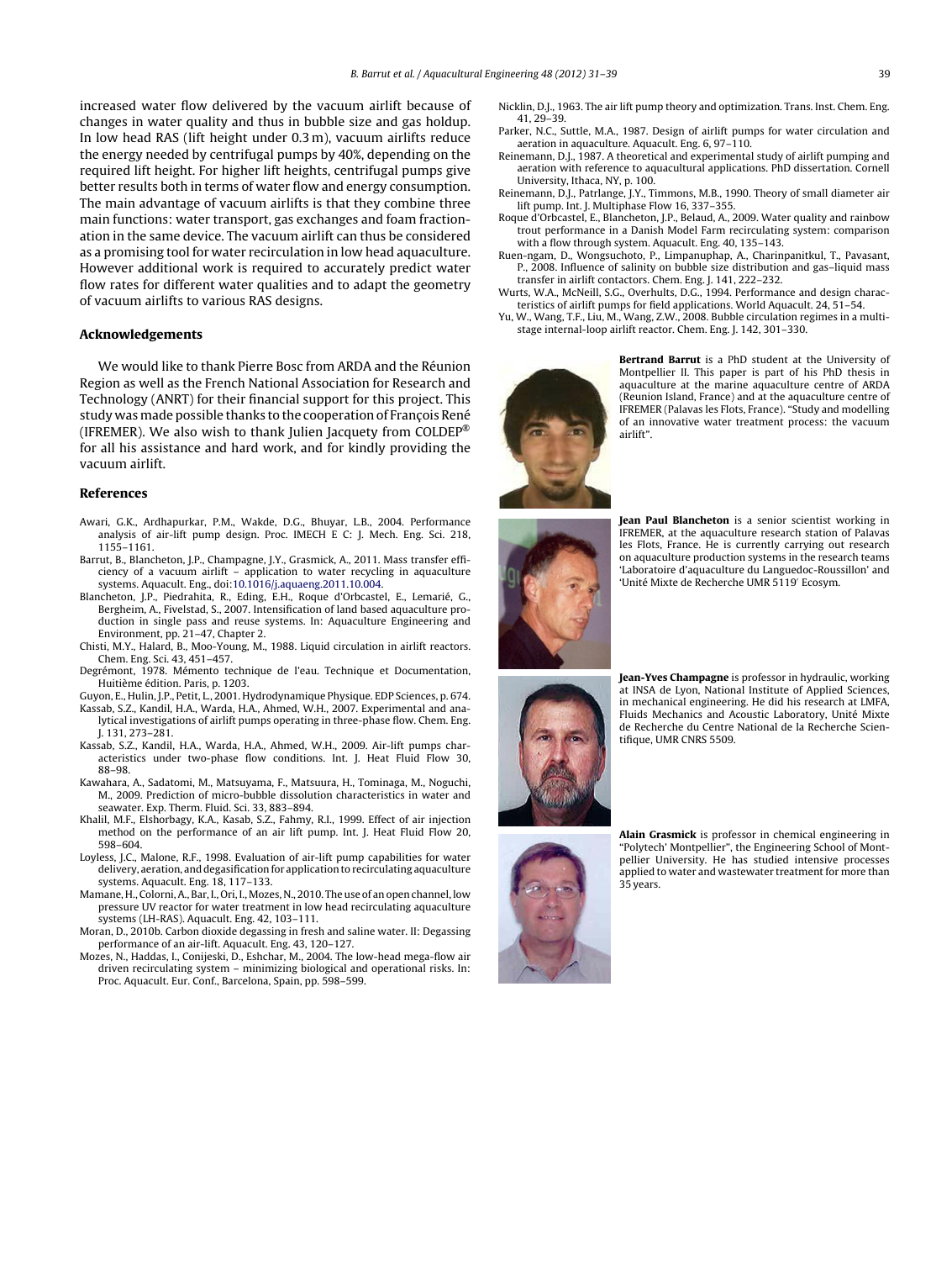increased water flow delivered by the vacuum airlift because of changes in water quality and thus in bubble size and gas holdup. In low head RAS (lift height under 0.3 m), vacuum airlifts reduce the energy needed by centrifugal pumps by 40%, depending on the required lift height. For higher lift heights, centrifugal pumps give better results both in terms of water flow and energy consumption. The main advantage of vacuum airlifts is that they combine three main functions: water transport, gas exchanges and foam fractionation in the same device. The vacuum airlift can thus be considered as a promising tool for water recirculation in low head aquaculture. However additional work is required to accurately predict water flow rates for different water qualities and to adapt the geometry of vacuum airlifts to various RAS designs.

## Acknowledgements

We would like to thank Pierre Bosc from ARDA and the Réunion Region as well as the French National Association for Research and Technology (ANRT) for their financial support for this project. This study was made possible thanks to the cooperation of François René (IFREMER). We also wish to thank Julien Jacquety from COLDEP® for all his assistance and hard work, and for kindly providing the vacuum airlift.

## References

Awari, G.K., Ardhapurkar, P.M., Wakde, D.G., Bhuyar, L.B., 2004. Performance analysis of air-lift pump design. Proc. IMECH E C: J. Mech. Eng. Sci. 218, 1155–1161.

Barrut, B., Blancheton, J.P., Champagne, J.Y., Grasmick, A., 2011. Mass transfer efficiency of a vacuum airlift – application to water recycling in aquaculture systems. Aquacult. Eng., doi:10.1016/j.aquaeng.2011.10.004.

Blancheton, J.P., Piedrahita, R., Eding, E.H., Roque d'Orbcastel, E., Lemarié, G., Bergheim, A., Fivelstad, S., 2007. Intensification of land based aquaculture production in single pass and reuse systems. In: Aquaculture Engineering and Environment, pp. 21–47, Chapter 2.

Chisti, M.Y., Halard, B., Moo-Young, M., 1988. Liquid circulation in airlift reactors. Chem. Eng. Sci. 43, 451–457.

Degrémont, 1978. Mémento technique de l'eau. Technique et Documentation, Huitième édition. Paris, p. 1203.

Guyon, E., Hulin, J.P., Petit, L., 2001. Hydrodynamique Physique. EDP Sciences, p. 674.

Kassab, S.Z., Kandil, H.A., Warda, H.A., Ahmed, W.H., 2007. Experimental and analytical investigations of airlift pumps operating in three-phase flow. Chem. Eng. J. 131, 273–281.

Kassab, S.Z., Kandil, H.A., Warda, H.A., Ahmed, W.H., 2009. Air-lift pumps characteristics under two-phase flow conditions. Int. J. Heat Fluid Flow 30, 88–98.

Kawahara, A., Sadatomi, M., Matsuyama, F., Matsuura, H., Tominaga, M., Noguchi, M., 2009. Prediction of micro-bubble dissolution characteristics in water and seawater. Exp. Therm. Fluid. Sci. 33, 883–894.

Khalil, M.F., Elshorbagy, K.A., Kasab, S.Z., Fahmy, R.I., 1999. Effect of air injection method on the performance of an air lift pump. Int. J. Heat Fluid Flow 20, 598–604.

Loyless, J.C., Malone, R.F., 1998. Evaluation of air-lift pump capabilities for water delivery, aeration, and degasification for application to recirculating aquaculture systems. Aquacult. Eng. 18, 117–133.

Mamane, H., Colorni, A., Bar, I., Ori, I., Mozes, N., 2010. The use of an open channel, low pressure UV reactor for water treatment in low head recirculating aquaculture systems (LH-RAS). Aquacult. Eng. 42, 103–111.

Moran, D., 2010b. Carbon dioxide degassing in fresh and saline water. II: Degassing performance of an air-lift. Aquacult. Eng. 43, 120–127.

Mozes, N., Haddas, I., Conijeski, D., Eshchar, M., 2004. The low-head mega-flow air driven recirculating system – minimizing biological and operational risks. In: Proc. Aquacult. Eur. Conf., Barcelona, Spain, pp. 598–599.

Nicklin, D.J., 1963. The air lift pump theory and optimization. Trans. Inst. Chem. Eng. 41, 29–39.

Parker, N.C., Suttle, M.A., 1987. Design of airlift pumps for water circulation and aeration in aquaculture. Aquacult. Eng. 6, 97–110.

Reinemann, D.J., 1987. A theoretical and experimental study of airlift pumping and aeration with reference to aquacultural applications. PhD dissertation. Cornell University, Ithaca, NY, p. 100.

Reinemann, D.J., Patrlange, J.Y., Timmons, M.B., 1990. Theory of small diameter air lift pump. Int. J. Multiphase Flow 16, 337–355.

Roque d'Orbcastel, E., Blancheton, J.P., Belaud, A., 2009. Water quality and rainbow trout performance in a Danish Model Farm recirculating system: comparison with a flow through system. Aquacult. Eng. 40, 135–143.

Ruen-ngam, D., Wongsuchoto, P., Limpanuphap, A., Charinpanitkul, T., Pavasant, P., 2008. Influence of salinity on bubble size distribution and gas–liquid mass transfer in airlift contactors. Chem. Eng. J. 141, 222–232.

Wurts, W.A., McNeill, S.G., Overhults, D.G., 1994. Performance and design characteristics of airlift pumps for field applications. World Aquacult. 24, 51–54.

Yu, W., Wang, T.F., Liu, M., Wang, Z.W., 2008. Bubble circulation regimes in a multi-stage internal-loop airlift reactor. Chem. Eng. J. 142, 301–330.

**Bertrand Barrut** is a PhD student at the University of Montpellier II. This paper is part of his PhD thesis in aquaculture at the marine aquaculture centre of ARDA (Reunion Island, France) and at the aquaculture centre of IFREMER (Palavas les Flots, France). "Study and modelling of an innovative water treatment process: the vacuum airlift".

**Jean Paul Blancheton** is a senior scientist working in IFREMER, at the aquaculture research station of Palavas les Flots, France. He is currently carrying out research on aquaculture production systems in the research teams 'Laboratoire d'aquaculture du Languedoc-Roussillon' and 'Unité Mixte de Recherche UMR 5119' Ecosym.

**Jean-Yves Champagne** is professor in hydraulic, working at INSA de Lyon, National Institute of Applied Sciences, in mechanical engineering. He did his research at LMFA, Fluids Mechanics and Acoustic Laboratory, Unité Mixte de Recherche du Centre National de la Recherche Scientifique, UMR CNRS 5509.

**Alain Grasmick** is professor in chemical engineering in "Polytech' Montpellier", the Engineering School of Montpellier University. He has studied intensive processes applied to water and wastewater treatment for more than 35 years.